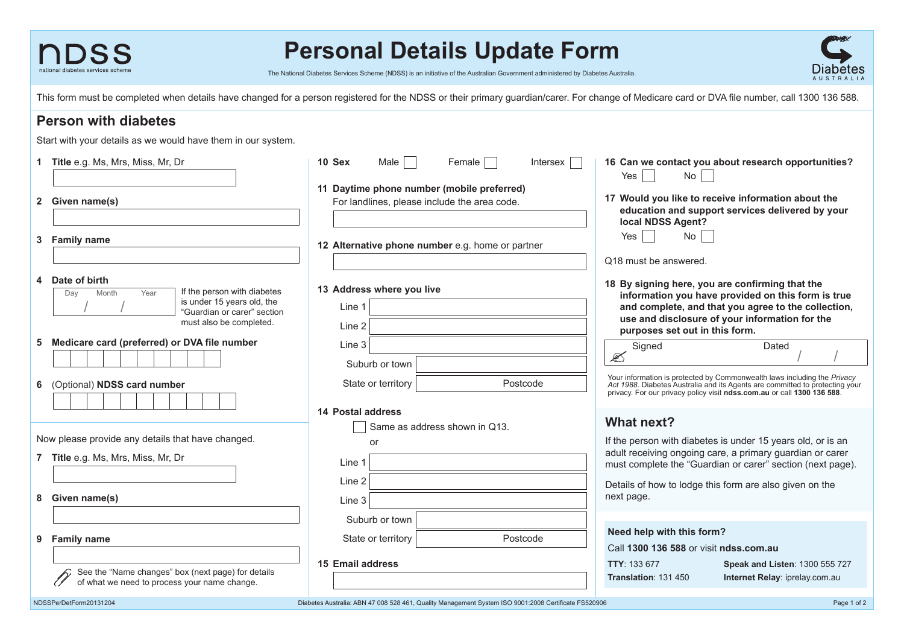# Personal Details Update Form

NDSS — national diabetes services scheme

The National Diabetes Services Scheme (NDSS) is an initiative of the Australian Government administered by Diabetes Australia.

Diabetes Australia

This form must be completed when details have changed for a person registered for the NDSS or their primary guardian/carer. For change of Medicare card or DVA file number, call 1300 136 588.

## Person with diabetes

Start with your details as we would have them in our system.

**1 Title** e.g. Ms, Mrs, Miss, Mr, Dr

**2 Given name(s)**

**3 Family name**

**4 Date of birth**

Day / Month / Year

If the person with diabetes is under 15 years old, the "Guardian or carer" section must also be completed.

**5 Medicare card (preferred) or DVA file number**

**6** (Optional) **NDSS card number**

Now please provide any details that have changed.

**7 Title** e.g. Ms, Mrs, Miss, Mr, Dr

**8 Given name(s)**

**9 Family name**

See the "Name changes" box (next page) for details of what we need to process your name change.

**10 Sex** Male ☐ Female ☐ Intersex ☐

**11 Daytime phone number (mobile preferred)**

For landlines, please include the area code.

**12 Alternative phone number** e.g. home or partner

**13 Address where you live**

Line 1

Line 2

Line 3

Suburb or town

State or territory Postcode

**14 Postal address**

☐ Same as address shown in Q13.

or

Line 1

Line 2

Line 3

Suburb or town

State or territory Postcode

**15 Email address**

**16 Can we contact you about research opportunities?**

Yes ☐ No ☐

**17 Would you like to receive information about the education and support services delivered by your local NDSS Agent?**

Yes ☐ No ☐

Q18 must be answered.

**18 By signing here, you are confirming that the information you have provided on this form is true and complete, and that you agree to the collection, use and disclosure of your information for the purposes set out in this form.**

Signed Dated / /

Your information is protected by Commonwealth laws including the *Privacy Act 1988*. Diabetes Australia and its Agents are committed to protecting your privacy. For our privacy policy visit **ndss.com.au** or call **1300 136 588**.

## What next?

If the person with diabetes is under 15 years old, or is an adult receiving ongoing care, a primary guardian or carer must complete the "Guardian or carer" section (next page).

Details of how to lodge this form are also given on the next page.

**Need help with this form?**

Call **1300 136 588** or visit **ndss.com.au**

**TTY**: 133 677

**Speak and Listen**: 1300 555 727

**Translation**: 131 450

**Internet Relay**: iprelay.com.au

NDSSPerDetForm20131204

Diabetes Australia: ABN 47 008 528 461, Quality Management System ISO 9001:2008 Certificate FS520906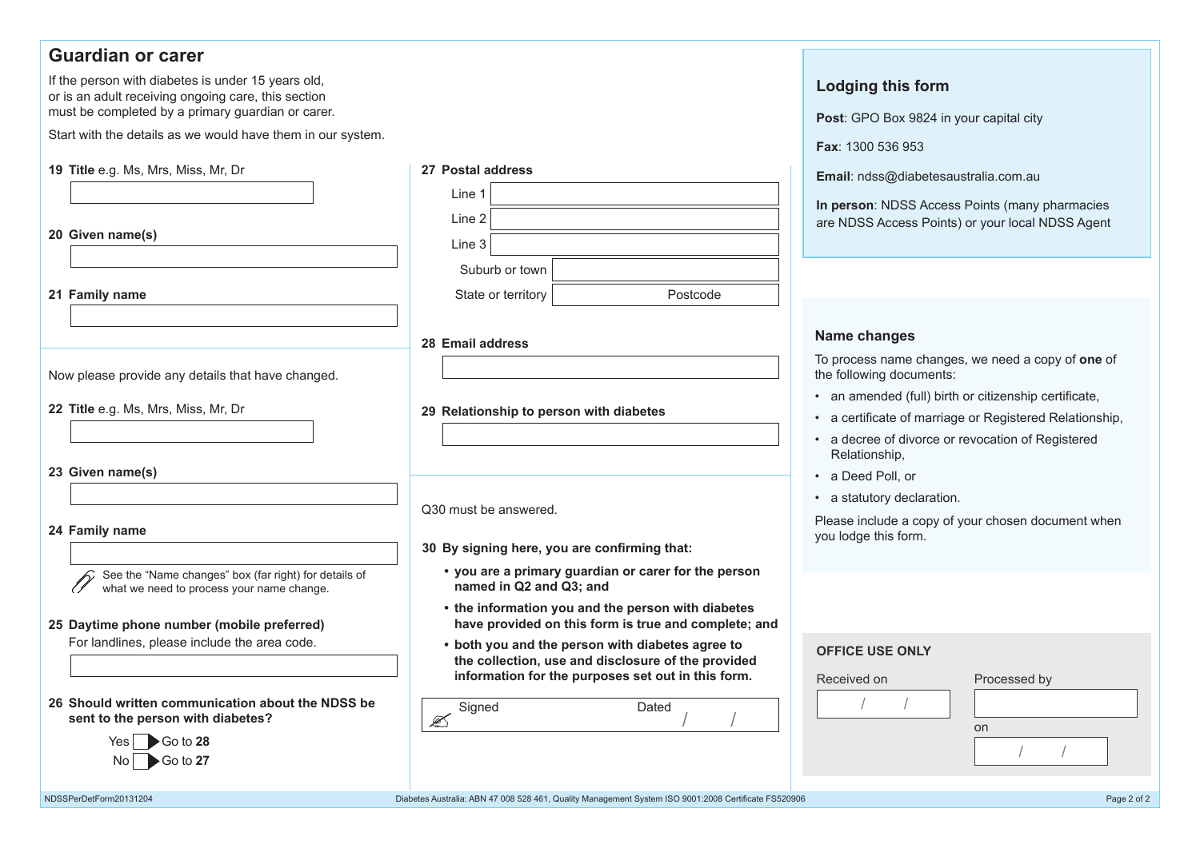## Guardian or carer

If the person with diabetes is under 15 years old, or is an adult receiving ongoing care, this section must be completed by a primary guardian or carer.

Start with the details as we would have them in our system.

**19 Title** e.g. Ms, Mrs, Miss, Mr, Dr

**20 Given name(s)**

**21 Family name**

Now please provide any details that have changed.

**22 Title** e.g. Ms, Mrs, Miss, Mr, Dr

**23 Given name(s)**

**24 Family name**

See the "Name changes" box (far right) for details of what we need to process your name change.

**25 Daytime phone number (mobile preferred)**
For landlines, please include the area code.

**26 Should written communication about the NDSS be sent to the person with diabetes?**

Yes ☐ Go to **28**
No ☐ Go to **27**

**27 Postal address**

Line 1
Line 2
Line 3
Suburb or town
State or territory
Postcode

**28 Email address**

**29 Relationship to person with diabetes**

Q30 must be answered.

**30 By signing here, you are confirming that:**

- **you are a primary guardian or carer for the person named in Q2 and Q3; and**
- **the information you and the person with diabetes have provided on this form is true and complete; and**
- **both you and the person with diabetes agree to the collection, use and disclosure of the provided information for the purposes set out in this form.**

Signed
Dated / /

### Lodging this form

**Post**: GPO Box 9824 in your capital city

**Fax**: 1300 536 953

**Email**: ndss@diabetesaustralia.com.au

**In person**: NDSS Access Points (many pharmacies are NDSS Access Points) or your local NDSS Agent

### Name changes

To process name changes, we need a copy of **one** of the following documents:

- an amended (full) birth or citizenship certificate,
- a certificate of marriage or Registered Relationship,
- a decree of divorce or revocation of Registered Relationship,
- a Deed Poll, or
- a statutory declaration.

Please include a copy of your chosen document when you lodge this form.

**OFFICE USE ONLY**

Received on / /

Processed by

on / /

NDSSPerDetForm20131204

Diabetes Australia: ABN 47 008 528 461, Quality Management System ISO 9001:2008 Certificate FS520906